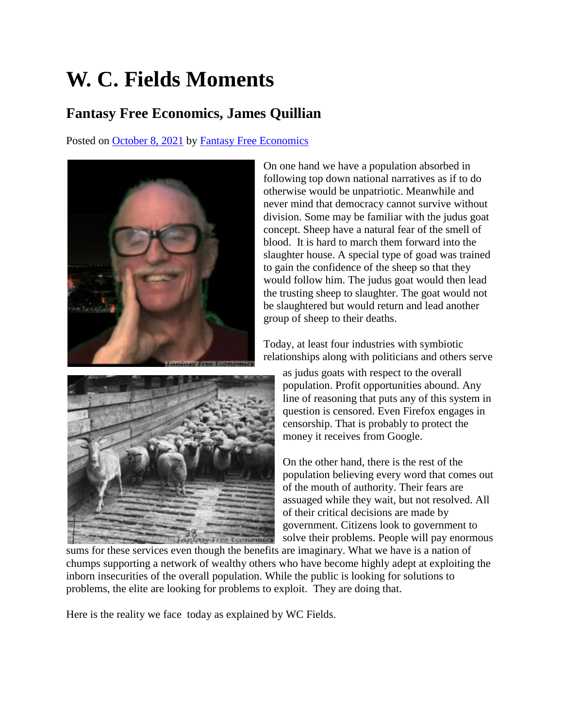# W. C. Fields Moments

## Fantasy Free Economics, James Quillian

Posted on October 8, 2021 by Fantasy Free Economics

On one hand we have a population absorbed in following top down national narratives as if to do otherwise would be unpatriotic. Meanwhile and never mind that democracy cannot survive without division. Some may be familiar with the judus goat concept. Sheep have a natural fear of the smell of blood. It is hard to march them forward into the slaughter house. A special type of goad was trained to gain the confidence of the sheep so that they would follow him. The judus goat would then lead the trusting sheep to slaughter. The goat would not be slaughtered but would return and lead another group of sheep to their deaths.

Today, at least four industries with symbiotic relationships along with politicians and others serve as judus goats with respect to the overall population. Profit opportunities abound. Any line of reasoning that puts any of this system in question is censored. Even Firefox engages in censorship. That is probably to protect the money it receives from Google.

On the other hand, there is the rest of the population believing every word that comes out of the mouth of authority. Their fears are assuaged while they wait, but not resolved. All of their critical decisions are made by government. Citizens look to government to solve their problems. People will pay enormous sums for these services even though the benefits are imaginary. What we have is a nation of chumps supporting a network of wealthy others who have become highly adept at exploiting the inborn insecurities of the overall population. While the public is looking for solutions to problems, the elite are looking for problems to exploit. They are doing that.

Here is the reality we face today as explained by WC Fields.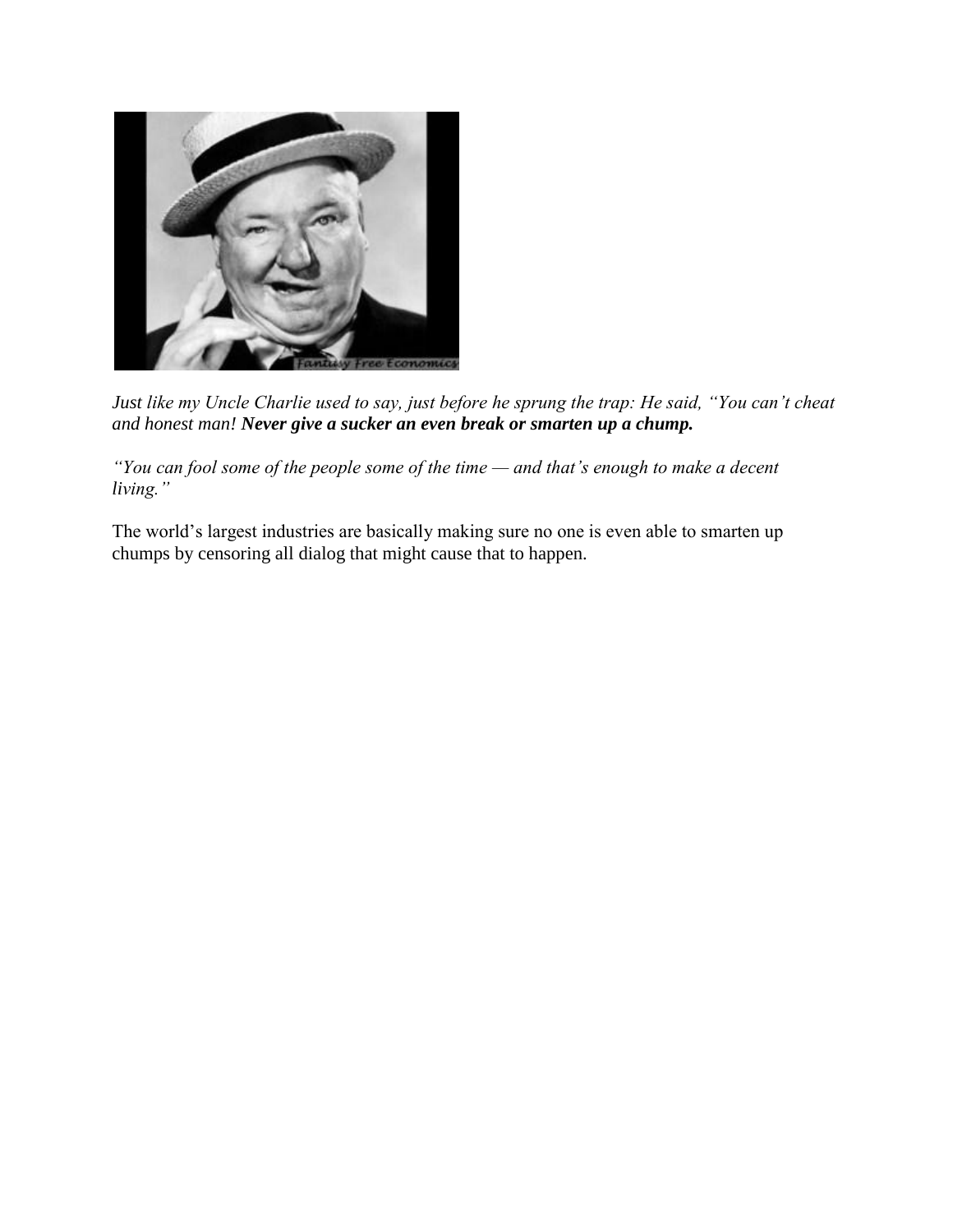*Just like my Uncle Charlie used to say, just before he sprung the trap: He said, "You can't cheat and honest man! **Never give a sucker an even break or smarten up a chump.***

*"You can fool some of the people some of the time — and that's enough to make a decent living."*

The world's largest industries are basically making sure no one is even able to smarten up chumps by censoring all dialog that might cause that to happen.